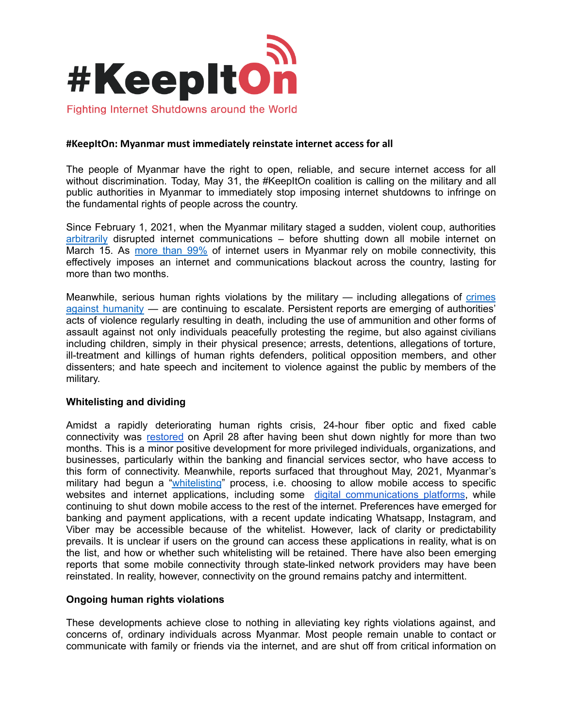#KeepItOn

Fighting Internet Shutdowns around the World

**#KeepItOn: Myanmar must immediately reinstate internet access for all**

The people of Myanmar have the right to open, reliable, and secure internet access for all without discrimination. Today, May 31, the #KeepItOn coalition is calling on the military and all public authorities in Myanmar to immediately stop imposing internet shutdowns to infringe on the fundamental rights of people across the country.

Since February 1, 2021, when the Myanmar military staged a sudden, violent coup, authorities arbitrarily disrupted internet communications – before shutting down all mobile internet on March 15. As more than 99% of internet users in Myanmar rely on mobile connectivity, this effectively imposes an internet and communications blackout across the country, lasting for more than two months.

Meanwhile, serious human rights violations by the military — including allegations of crimes against humanity — are continuing to escalate. Persistent reports are emerging of authorities' acts of violence regularly resulting in death, including the use of ammunition and other forms of assault against not only individuals peacefully protesting the regime, but also against civilians including children, simply in their physical presence; arrests, detentions, allegations of torture, ill-treatment and killings of human rights defenders, political opposition members, and other dissenters; and hate speech and incitement to violence against the public by members of the military.

**Whitelisting and dividing**

Amidst a rapidly deteriorating human rights crisis, 24-hour fiber optic and fixed cable connectivity was restored on April 28 after having been shut down nightly for more than two months. This is a minor positive development for more privileged individuals, organizations, and businesses, particularly within the banking and financial services sector, who have access to this form of connectivity. Meanwhile, reports surfaced that throughout May, 2021, Myanmar's military had begun a "whitelisting" process, i.e. choosing to allow mobile access to specific websites and internet applications, including some digital communications platforms, while continuing to shut down mobile access to the rest of the internet. Preferences have emerged for banking and payment applications, with a recent update indicating Whatsapp, Instagram, and Viber may be accessible because of the whitelist. However, lack of clarity or predictability prevails. It is unclear if users on the ground can access these applications in reality, what is on the list, and how or whether such whitelisting will be retained. There have also been emerging reports that some mobile connectivity through state-linked network providers may have been reinstated. In reality, however, connectivity on the ground remains patchy and intermittent.

**Ongoing human rights violations**

These developments achieve close to nothing in alleviating key rights violations against, and concerns of, ordinary individuals across Myanmar. Most people remain unable to contact or communicate with family or friends via the internet, and are shut off from critical information on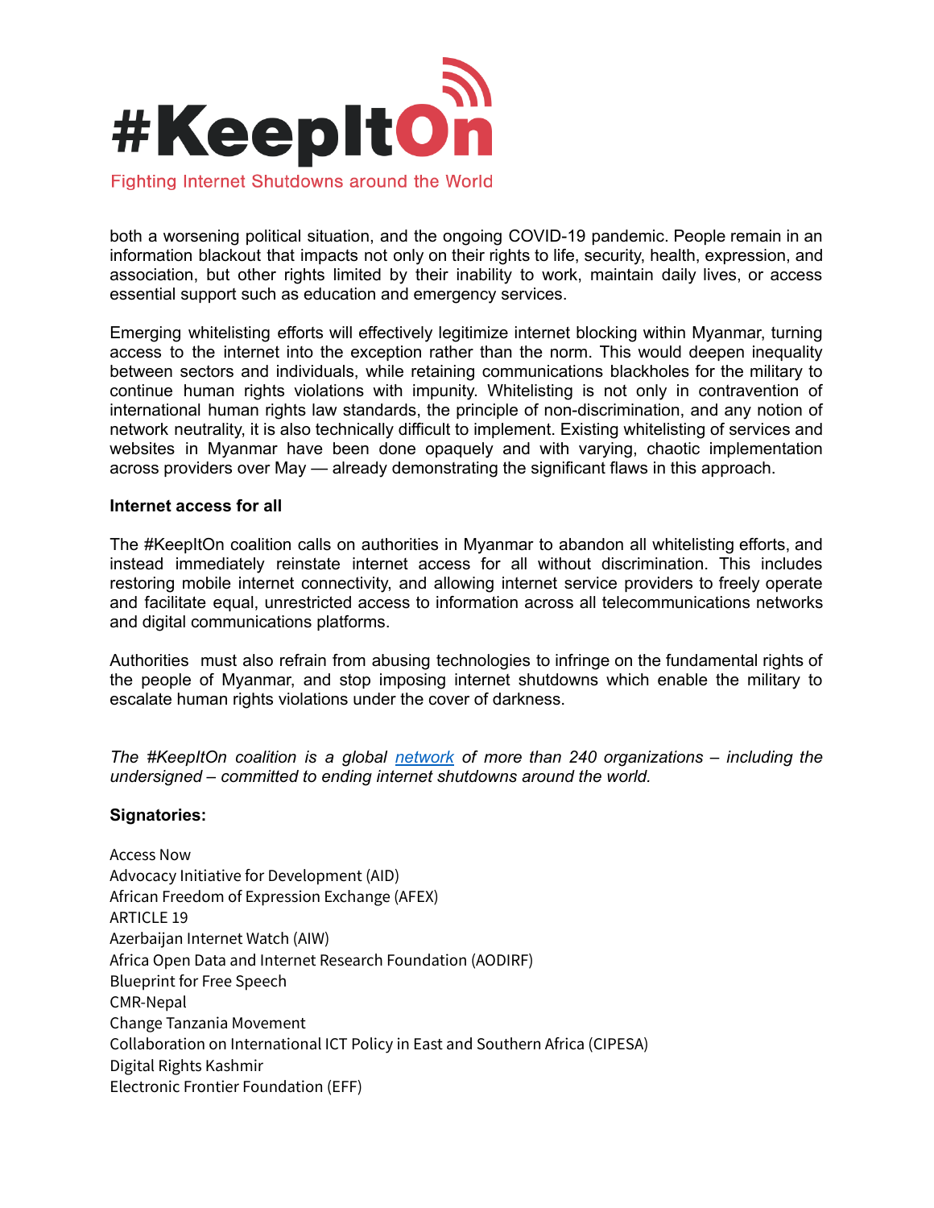both a worsening political situation, and the ongoing COVID-19 pandemic. People remain in an information blackout that impacts not only on their rights to life, security, health, expression, and association, but other rights limited by their inability to work, maintain daily lives, or access essential support such as education and emergency services.

Emerging whitelisting efforts will effectively legitimize internet blocking within Myanmar, turning access to the internet into the exception rather than the norm. This would deepen inequality between sectors and individuals, while retaining communications blackholes for the military to continue human rights violations with impunity. Whitelisting is not only in contravention of international human rights law standards, the principle of non-discrimination, and any notion of network neutrality, it is also technically difficult to implement. Existing whitelisting of services and websites in Myanmar have been done opaquely and with varying, chaotic implementation across providers over May — already demonstrating the significant flaws in this approach.

**Internet access for all**

The #KeepItOn coalition calls on authorities in Myanmar to abandon all whitelisting efforts, and instead immediately reinstate internet access for all without discrimination. This includes restoring mobile internet connectivity, and allowing internet service providers to freely operate and facilitate equal, unrestricted access to information across all telecommunications networks and digital communications platforms.

Authorities must also refrain from abusing technologies to infringe on the fundamental rights of the people of Myanmar, and stop imposing internet shutdowns which enable the military to escalate human rights violations under the cover of darkness.

*The #KeepItOn coalition is a global [network](network) of more than 240 organizations – including the undersigned – committed to ending internet shutdowns around the world.*

**Signatories:**

Access Now
Advocacy Initiative for Development (AID)
African Freedom of Expression Exchange (AFEX)
ARTICLE 19
Azerbaijan Internet Watch (AIW)
Africa Open Data and Internet Research Foundation (AODIRF)
Blueprint for Free Speech
CMR-Nepal
Change Tanzania Movement
Collaboration on International ICT Policy in East and Southern Africa (CIPESA)
Digital Rights Kashmir
Electronic Frontier Foundation (EFF)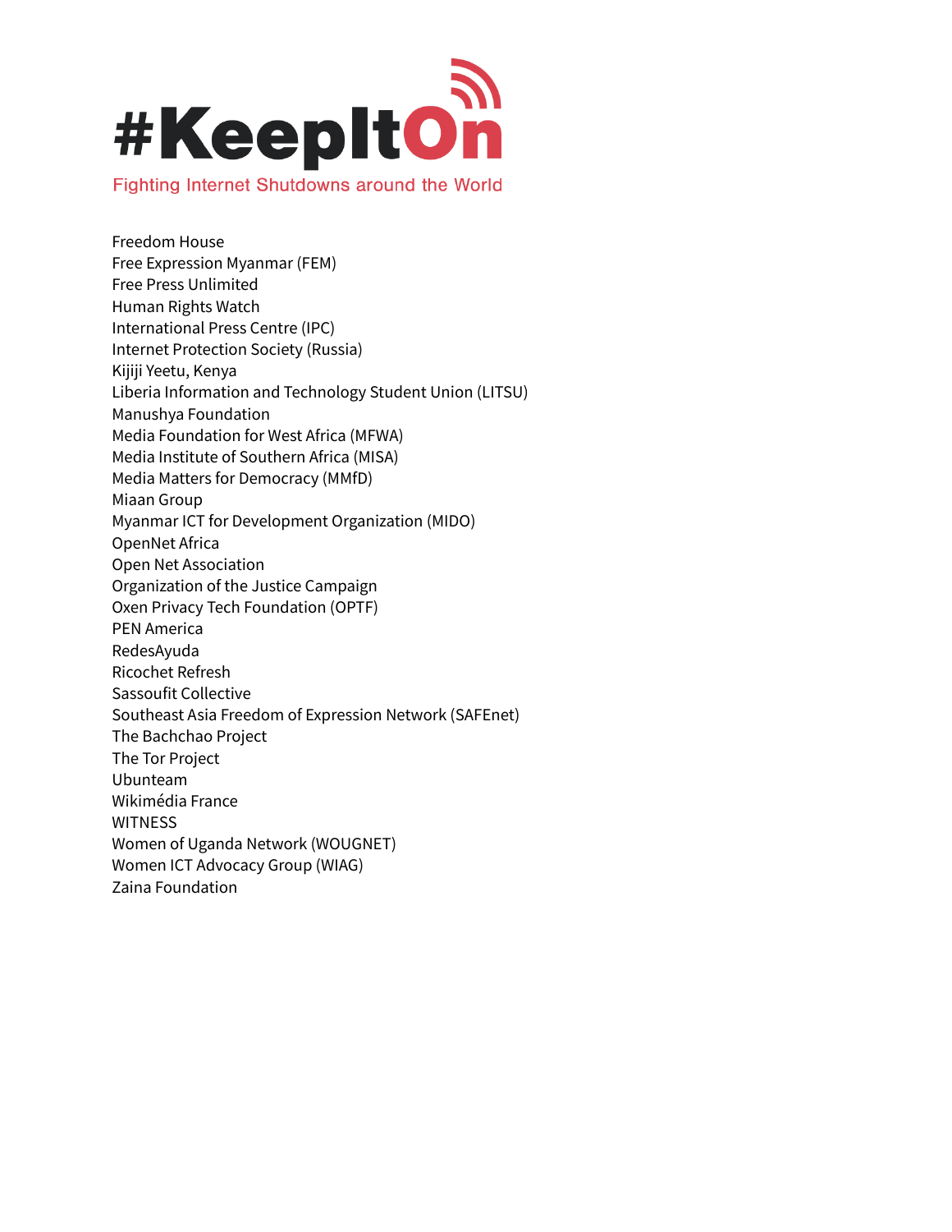# #KeepItOn

Fighting Internet Shutdowns around the World

Freedom House
Free Expression Myanmar (FEM)
Free Press Unlimited
Human Rights Watch
International Press Centre (IPC)
Internet Protection Society (Russia)
Kijiji Yeetu, Kenya
Liberia Information and Technology Student Union (LITSU)
Manushya Foundation
Media Foundation for West Africa (MFWA)
Media Institute of Southern Africa (MISA)
Media Matters for Democracy (MMfD)
Miaan Group
Myanmar ICT for Development Organization (MIDO)
OpenNet Africa
Open Net Association
Organization of the Justice Campaign
Oxen Privacy Tech Foundation (OPTF)
PEN America
RedesAyuda
Ricochet Refresh
Sassoufit Collective
Southeast Asia Freedom of Expression Network (SAFEnet)
The Bachchao Project
The Tor Project
Ubunteam
Wikimédia France
WITNESS
Women of Uganda Network (WOUGNET)
Women ICT Advocacy Group (WIAG)
Zaina Foundation